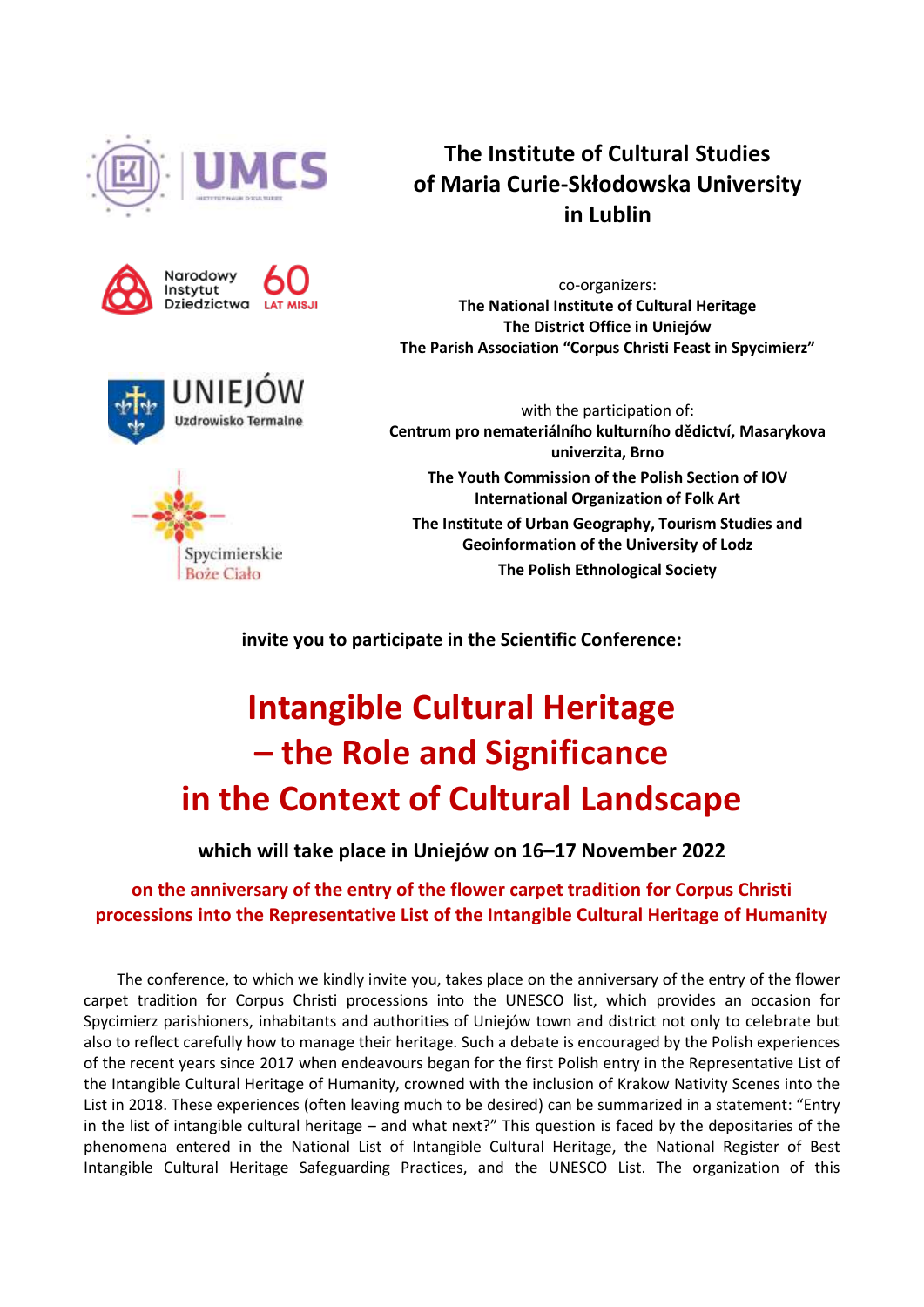**The Institute of Cultural Studies of Maria Curie-Skłodowska University in Lublin**

co-organizers:
**The National Institute of Cultural Heritage**
**The District Office in Uniejów**
**The Parish Association "Corpus Christi Feast in Spycimierz"**

with the participation of:
**Centrum pro nemateriálního kulturního dědictví, Masarykova univerzita, Brno**
**The Youth Commission of the Polish Section of IOV International Organization of Folk Art**
**The Institute of Urban Geography, Tourism Studies and Geoinformation of the University of Lodz**
**The Polish Ethnological Society**

**invite you to participate in the Scientific Conference:**

# Intangible Cultural Heritage – the Role and Significance in the Context of Cultural Landscape

**which will take place in Uniejów on 16–17 November 2022**

**on the anniversary of the entry of the flower carpet tradition for Corpus Christi processions into the Representative List of the Intangible Cultural Heritage of Humanity**

The conference, to which we kindly invite you, takes place on the anniversary of the entry of the flower carpet tradition for Corpus Christi processions into the UNESCO list, which provides an occasion for Spycimierz parishioners, inhabitants and authorities of Uniejów town and district not only to celebrate but also to reflect carefully how to manage their heritage. Such a debate is encouraged by the Polish experiences of the recent years since 2017 when endeavours began for the first Polish entry in the Representative List of the Intangible Cultural Heritage of Humanity, crowned with the inclusion of Krakow Nativity Scenes into the List in 2018. These experiences (often leaving much to be desired) can be summarized in a statement: "Entry in the list of intangible cultural heritage – and what next?" This question is faced by the depositaries of the phenomena entered in the National List of Intangible Cultural Heritage, the National Register of Best Intangible Cultural Heritage Safeguarding Practices, and the UNESCO List. The organization of this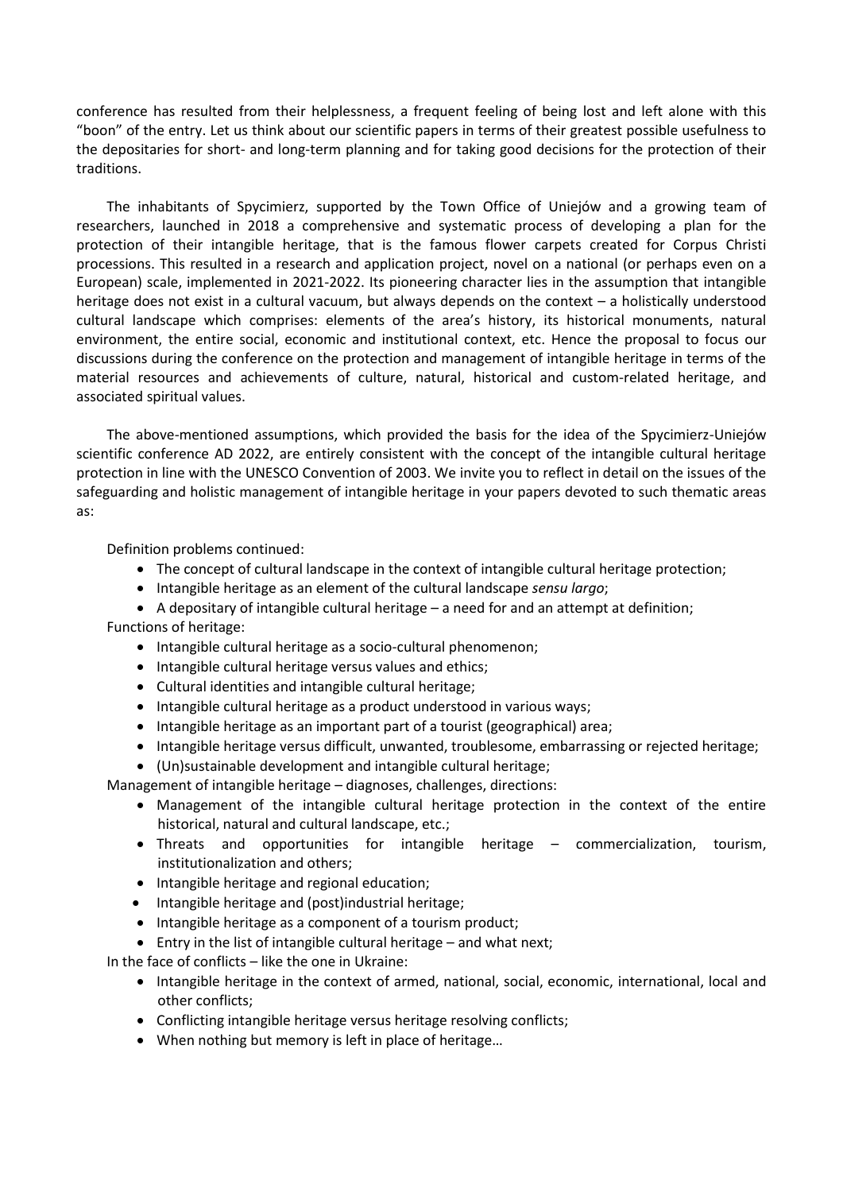conference has resulted from their helplessness, a frequent feeling of being lost and left alone with this "boon" of the entry. Let us think about our scientific papers in terms of their greatest possible usefulness to the depositaries for short- and long-term planning and for taking good decisions for the protection of their traditions.

The inhabitants of Spycimierz, supported by the Town Office of Uniejów and a growing team of researchers, launched in 2018 a comprehensive and systematic process of developing a plan for the protection of their intangible heritage, that is the famous flower carpets created for Corpus Christi processions. This resulted in a research and application project, novel on a national (or perhaps even on a European) scale, implemented in 2021-2022. Its pioneering character lies in the assumption that intangible heritage does not exist in a cultural vacuum, but always depends on the context – a holistically understood cultural landscape which comprises: elements of the area's history, its historical monuments, natural environment, the entire social, economic and institutional context, etc. Hence the proposal to focus our discussions during the conference on the protection and management of intangible heritage in terms of the material resources and achievements of culture, natural, historical and custom-related heritage, and associated spiritual values.

The above-mentioned assumptions, which provided the basis for the idea of the Spycimierz-Uniejów scientific conference AD 2022, are entirely consistent with the concept of the intangible cultural heritage protection in line with the UNESCO Convention of 2003. We invite you to reflect in detail on the issues of the safeguarding and holistic management of intangible heritage in your papers devoted to such thematic areas as:

Definition problems continued:

- The concept of cultural landscape in the context of intangible cultural heritage protection;
- Intangible heritage as an element of the cultural landscape *sensu largo*;
- A depositary of intangible cultural heritage – a need for and an attempt at definition;

Functions of heritage:

- Intangible cultural heritage as a socio-cultural phenomenon;
- Intangible cultural heritage versus values and ethics;
- Cultural identities and intangible cultural heritage;
- Intangible cultural heritage as a product understood in various ways;
- Intangible heritage as an important part of a tourist (geographical) area;
- Intangible heritage versus difficult, unwanted, troublesome, embarrassing or rejected heritage;
- (Un)sustainable development and intangible cultural heritage;

Management of intangible heritage – diagnoses, challenges, directions:

- Management of the intangible cultural heritage protection in the context of the entire historical, natural and cultural landscape, etc.;
- Threats and opportunities for intangible heritage – commercialization, tourism, institutionalization and others;
- Intangible heritage and regional education;
- Intangible heritage and (post)industrial heritage;
- Intangible heritage as a component of a tourism product;
- Entry in the list of intangible cultural heritage – and what next;

In the face of conflicts – like the one in Ukraine:

- Intangible heritage in the context of armed, national, social, economic, international, local and other conflicts;
- Conflicting intangible heritage versus heritage resolving conflicts;
- When nothing but memory is left in place of heritage…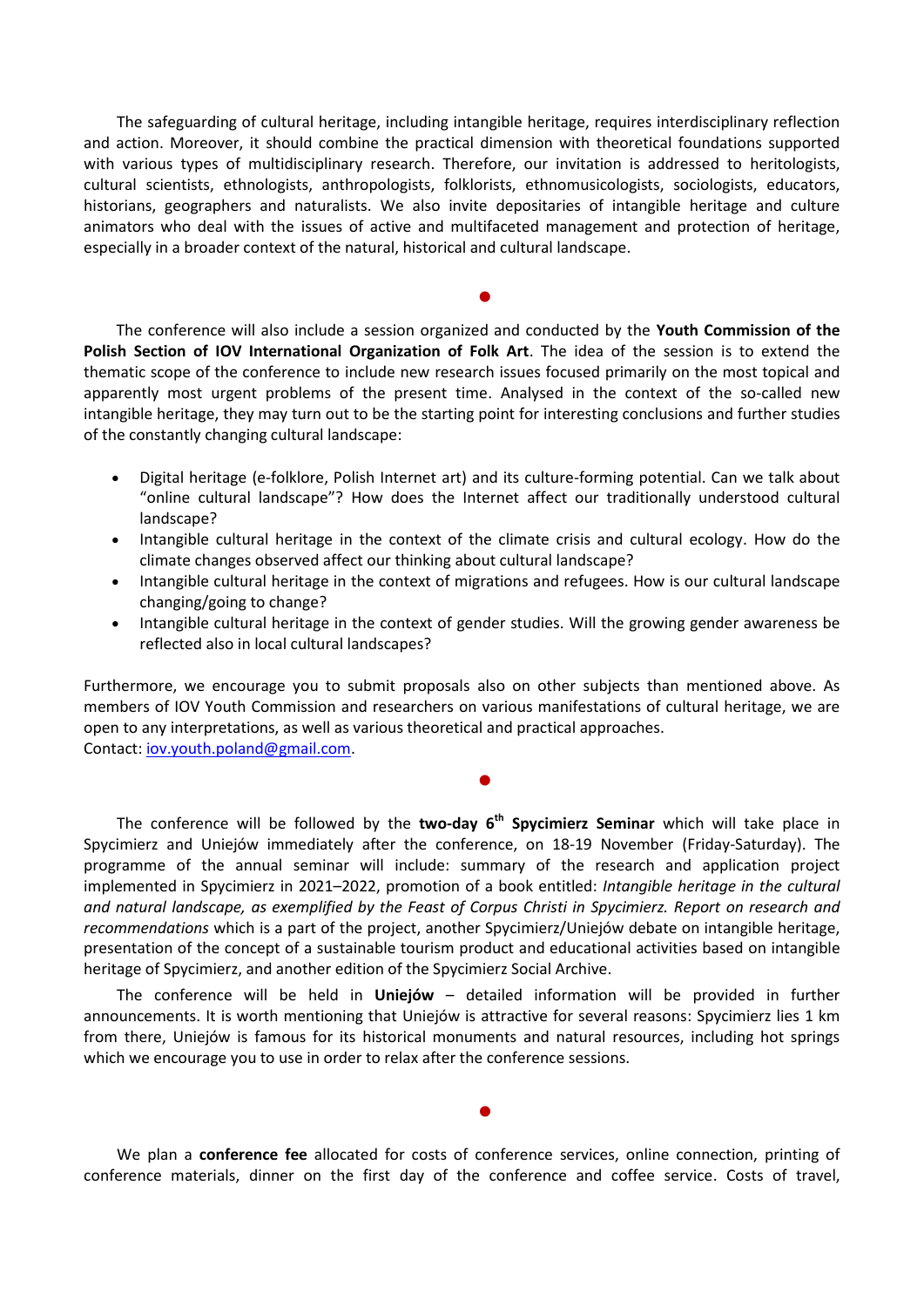The safeguarding of cultural heritage, including intangible heritage, requires interdisciplinary reflection and action. Moreover, it should combine the practical dimension with theoretical foundations supported with various types of multidisciplinary research. Therefore, our invitation is addressed to heritologists, cultural scientists, ethnologists, anthropologists, folklorists, ethnomusicologists, sociologists, educators, historians, geographers and naturalists. We also invite depositaries of intangible heritage and culture animators who deal with the issues of active and multifaceted management and protection of heritage, especially in a broader context of the natural, historical and cultural landscape.

●

The conference will also include a session organized and conducted by the **Youth Commission of the Polish Section of IOV International Organization of Folk Art**. The idea of the session is to extend the thematic scope of the conference to include new research issues focused primarily on the most topical and apparently most urgent problems of the present time. Analysed in the context of the so-called new intangible heritage, they may turn out to be the starting point for interesting conclusions and further studies of the constantly changing cultural landscape:

- Digital heritage (e-folklore, Polish Internet art) and its culture-forming potential. Can we talk about "online cultural landscape"? How does the Internet affect our traditionally understood cultural landscape?
- Intangible cultural heritage in the context of the climate crisis and cultural ecology. How do the climate changes observed affect our thinking about cultural landscape?
- Intangible cultural heritage in the context of migrations and refugees. How is our cultural landscape changing/going to change?
- Intangible cultural heritage in the context of gender studies. Will the growing gender awareness be reflected also in local cultural landscapes?

Furthermore, we encourage you to submit proposals also on other subjects than mentioned above. As members of IOV Youth Commission and researchers on various manifestations of cultural heritage, we are open to any interpretations, as well as various theoretical and practical approaches.
Contact: iov.youth.poland@gmail.com.

●

The conference will be followed by the **two-day 6th Spycimierz Seminar** which will take place in Spycimierz and Uniejów immediately after the conference, on 18-19 November (Friday-Saturday). The programme of the annual seminar will include: summary of the research and application project implemented in Spycimierz in 2021–2022, promotion of a book entitled: *Intangible heritage in the cultural and natural landscape, as exemplified by the Feast of Corpus Christi in Spycimierz. Report on research and recommendations* which is a part of the project, another Spycimierz/Uniejów debate on intangible heritage, presentation of the concept of a sustainable tourism product and educational activities based on intangible heritage of Spycimierz, and another edition of the Spycimierz Social Archive.

The conference will be held in **Uniejów** – detailed information will be provided in further announcements. It is worth mentioning that Uniejów is attractive for several reasons: Spycimierz lies 1 km from there, Uniejów is famous for its historical monuments and natural resources, including hot springs which we encourage you to use in order to relax after the conference sessions.

●

We plan a **conference fee** allocated for costs of conference services, online connection, printing of conference materials, dinner on the first day of the conference and coffee service. Costs of travel,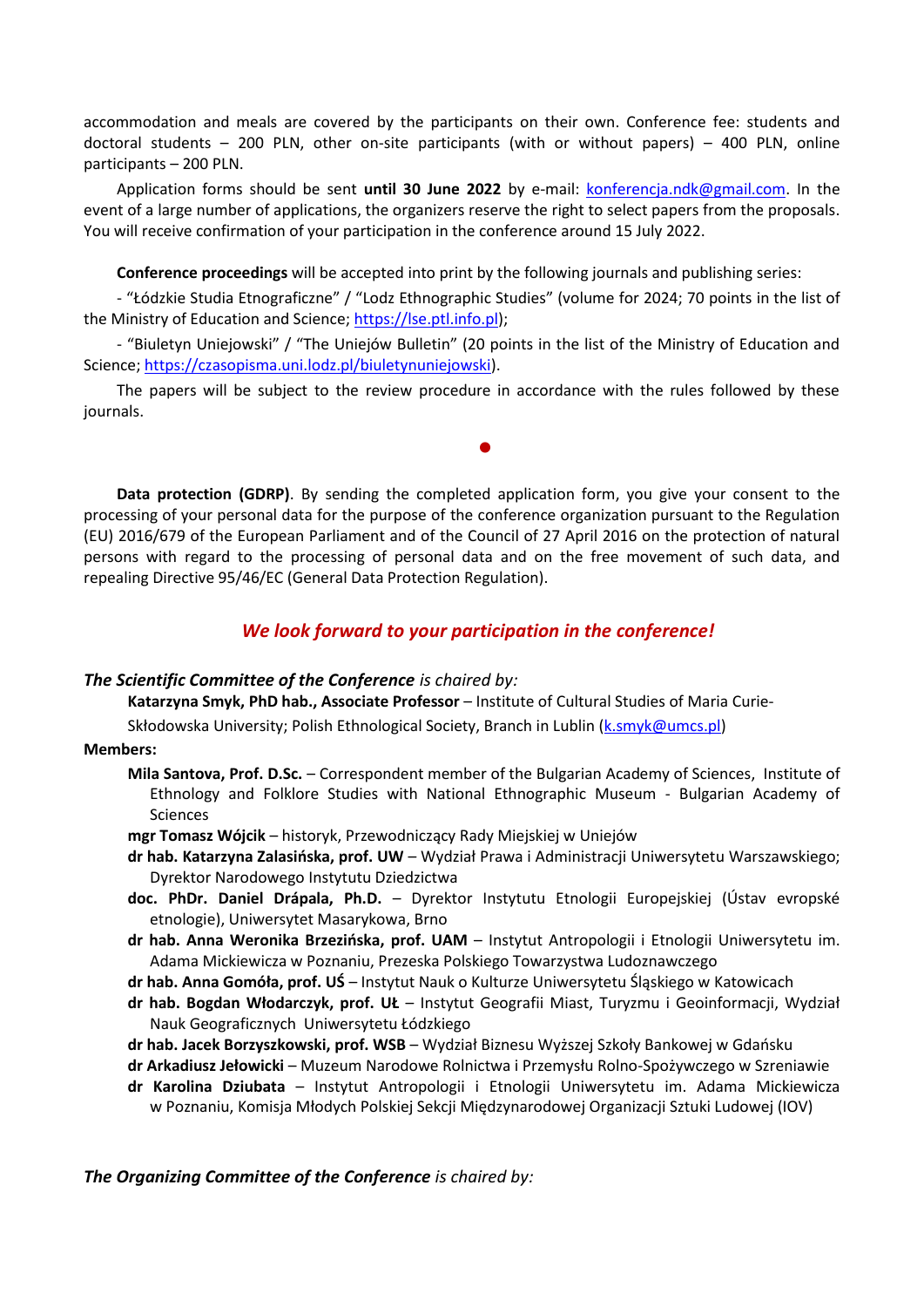accommodation and meals are covered by the participants on their own. Conference fee: students and doctoral students – 200 PLN, other on-site participants (with or without papers) – 400 PLN, online participants – 200 PLN.

Application forms should be sent **until 30 June 2022** by e-mail: konferencja.ndk@gmail.com. In the event of a large number of applications, the organizers reserve the right to select papers from the proposals. You will receive confirmation of your participation in the conference around 15 July 2022.

**Conference proceedings** will be accepted into print by the following journals and publishing series:

- "Łódzkie Studia Etnograficzne" / "Lodz Ethnographic Studies" (volume for 2024; 70 points in the list of the Ministry of Education and Science; https://lse.ptl.info.pl);

- "Biuletyn Uniejowski" / "The Uniejów Bulletin" (20 points in the list of the Ministry of Education and Science; https://czasopisma.uni.lodz.pl/biuletynuniejowski).

The papers will be subject to the review procedure in accordance with the rules followed by these journals.

●

**Data protection (GDRP)**. By sending the completed application form, you give your consent to the processing of your personal data for the purpose of the conference organization pursuant to the Regulation (EU) 2016/679 of the European Parliament and of the Council of 27 April 2016 on the protection of natural persons with regard to the processing of personal data and on the free movement of such data, and repealing Directive 95/46/EC (General Data Protection Regulation).

***We look forward to your participation in the conference!***

***The Scientific Committee of the Conference*** *is chaired by:*

**Katarzyna Smyk, PhD hab., Associate Professor** – Institute of Cultural Studies of Maria Curie-Skłodowska University; Polish Ethnological Society, Branch in Lublin (k.smyk@umcs.pl)

**Members:**

- **Mila Santova, Prof. D.Sc.** – Correspondent member of the Bulgarian Academy of Sciences, Institute of Ethnology and Folklore Studies with National Ethnographic Museum - Bulgarian Academy of Sciences
- **mgr Tomasz Wójcik** – historyk, Przewodniczący Rady Miejskiej w Uniejów
- **dr hab. Katarzyna Zalasińska, prof. UW** – Wydział Prawa i Administracji Uniwersytetu Warszawskiego; Dyrektor Narodowego Instytutu Dziedzictwa
- **doc. PhDr. Daniel Drápala, Ph.D.** – Dyrektor Instytutu Etnologii Europejskiej (Ústav evropské etnologie), Uniwersytet Masarykowa, Brno
- **dr hab. Anna Weronika Brzezińska, prof. UAM** – Instytut Antropologii i Etnologii Uniwersytetu im. Adama Mickiewicza w Poznaniu, Prezeska Polskiego Towarzystwa Ludoznawczego
- **dr hab. Anna Gomóła, prof. UŚ** – Instytut Nauk o Kulturze Uniwersytetu Śląskiego w Katowicach
- **dr hab. Bogdan Włodarczyk, prof. UŁ** – Instytut Geografii Miast, Turyzmu i Geoinformacji, Wydział Nauk Geograficznych Uniwersytetu Łódzkiego
- **dr hab. Jacek Borzyszkowski, prof. WSB** – Wydział Biznesu Wyższej Szkoły Bankowej w Gdańsku
- **dr Arkadiusz Jełowicki** – Muzeum Narodowe Rolnictwa i Przemysłu Rolno-Spożywczego w Szreniawie
- **dr Karolina Dziubata** – Instytut Antropologii i Etnologii Uniwersytetu im. Adama Mickiewicza w Poznaniu, Komisja Młodych Polskiej Sekcji Międzynarodowej Organizacji Sztuki Ludowej (IOV)

***The Organizing Committee of the Conference*** *is chaired by:*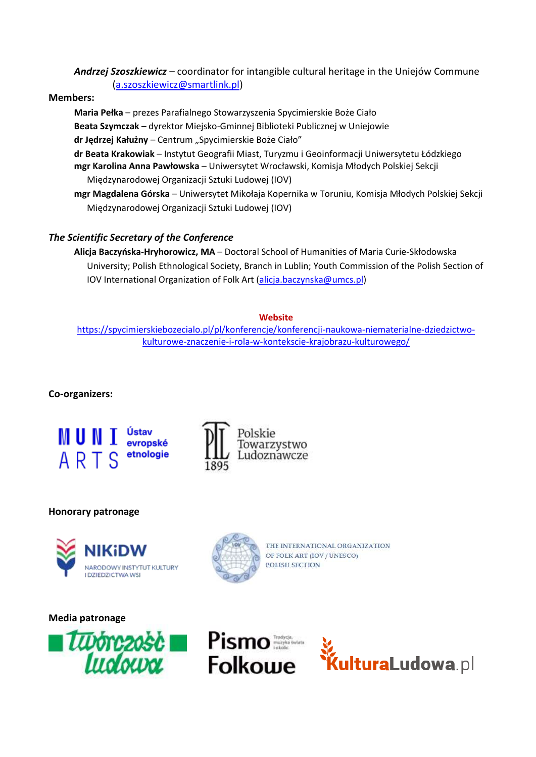*Andrzej Szoszkiewicz* – coordinator for intangible cultural heritage in the Uniejów Commune (a.szoszkiewicz@smartlink.pl)

**Members:**

**Maria Pełka** – prezes Parafialnego Stowarzyszenia Spycimierskie Boże Ciało
**Beata Szymczak** – dyrektor Miejsko-Gminnej Biblioteki Publicznej w Uniejowie
**dr Jędrzej Kałużny** – Centrum „Spycimierskie Boże Ciało"
**dr Beata Krakowiak** – Instytut Geografii Miast, Turyzmu i Geoinformacji Uniwersytetu Łódzkiego
**mgr Karolina Anna Pawłowska** – Uniwersytet Wrocławski, Komisja Młodych Polskiej Sekcji Międzynarodowej Organizacji Sztuki Ludowej (IOV)
**mgr Magdalena Górska** – Uniwersytet Mikołaja Kopernika w Toruniu, Komisja Młodych Polskiej Sekcji Międzynarodowej Organizacji Sztuki Ludowej (IOV)

***The Scientific Secretary of the Conference***

**Alicja Baczyńska-Hryhorowicz, MA** – Doctoral School of Humanities of Maria Curie-Skłodowska University; Polish Ethnological Society, Branch in Lublin; Youth Commission of the Polish Section of IOV International Organization of Folk Art (alicja.baczynska@umcs.pl)

**Website**

https://spycimierskiebozecialo.pl/pl/konferencje/konferencji-naukowa-niematerialne-dziedzictwo-kulturowe-znaczenie-i-rola-w-kontekscie-krajobrazu-kulturowego/

**Co-organizers:**

MUNI ARTS Ústav evropské etnologie

Polskie Towarzystwo Ludoznawcze 1895

**Honorary patronage**

NIKiDW Narodowy Instytut Kultury i Dziedzictwa Wsi

The International Organization of Folk Art (IOV / UNESCO) Polish Section

**Media patronage**

Twórczość Ludowa

Pismo Folkowe

KulturaLudowa.pl